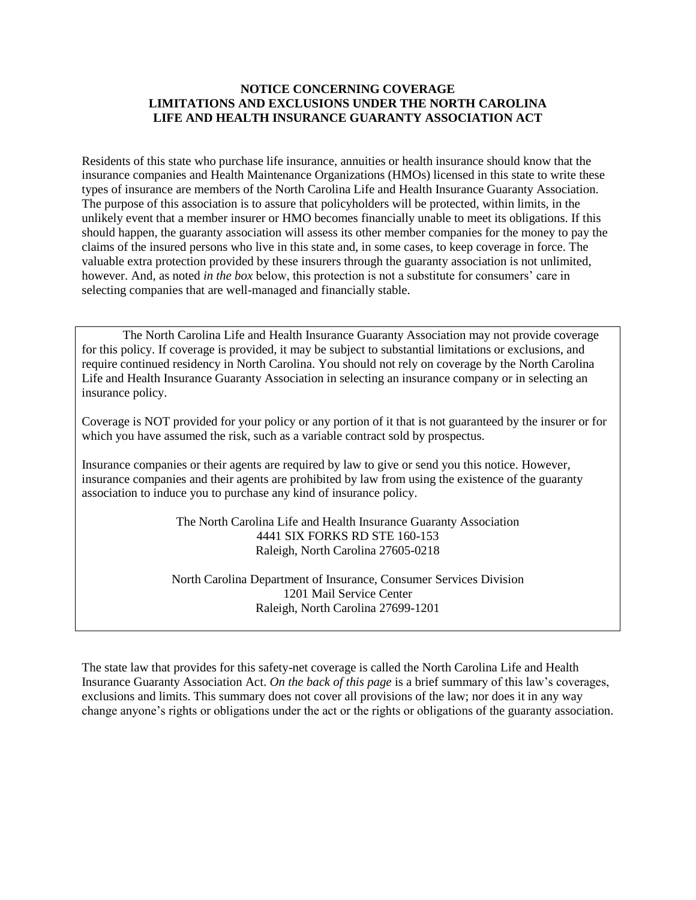# NOTICE CONCERNING COVERAGE LIMITATIONS AND EXCLUSIONS UNDER THE NORTH CAROLINA LIFE AND HEALTH INSURANCE GUARANTY ASSOCIATION ACT

Residents of this state who purchase life insurance, annuities or health insurance should know that the insurance companies and Health Maintenance Organizations (HMOs) licensed in this state to write these types of insurance are members of the North Carolina Life and Health Insurance Guaranty Association. The purpose of this association is to assure that policyholders will be protected, within limits, in the unlikely event that a member insurer or HMO becomes financially unable to meet its obligations. If this should happen, the guaranty association will assess its other member companies for the money to pay the claims of the insured persons who live in this state and, in some cases, to keep coverage in force. The valuable extra protection provided by these insurers through the guaranty association is not unlimited, however. And, as noted *in the box* below, this protection is not a substitute for consumers' care in selecting companies that are well-managed and financially stable.

---

The North Carolina Life and Health Insurance Guaranty Association may not provide coverage for this policy. If coverage is provided, it may be subject to substantial limitations or exclusions, and require continued residency in North Carolina. You should not rely on coverage by the North Carolina Life and Health Insurance Guaranty Association in selecting an insurance company or in selecting an insurance policy.

Coverage is NOT provided for your policy or any portion of it that is not guaranteed by the insurer or for which you have assumed the risk, such as a variable contract sold by prospectus.

Insurance companies or their agents are required by law to give or send you this notice. However, insurance companies and their agents are prohibited by law from using the existence of the guaranty association to induce you to purchase any kind of insurance policy.

The North Carolina Life and Health Insurance Guaranty Association
4441 SIX FORKS RD STE 160-153
Raleigh, North Carolina 27605-0218

North Carolina Department of Insurance, Consumer Services Division
1201 Mail Service Center
Raleigh, North Carolina 27699-1201

---

The state law that provides for this safety-net coverage is called the North Carolina Life and Health Insurance Guaranty Association Act. *On the back of this page* is a brief summary of this law's coverages, exclusions and limits. This summary does not cover all provisions of the law; nor does it in any way change anyone's rights or obligations under the act or the rights or obligations of the guaranty association.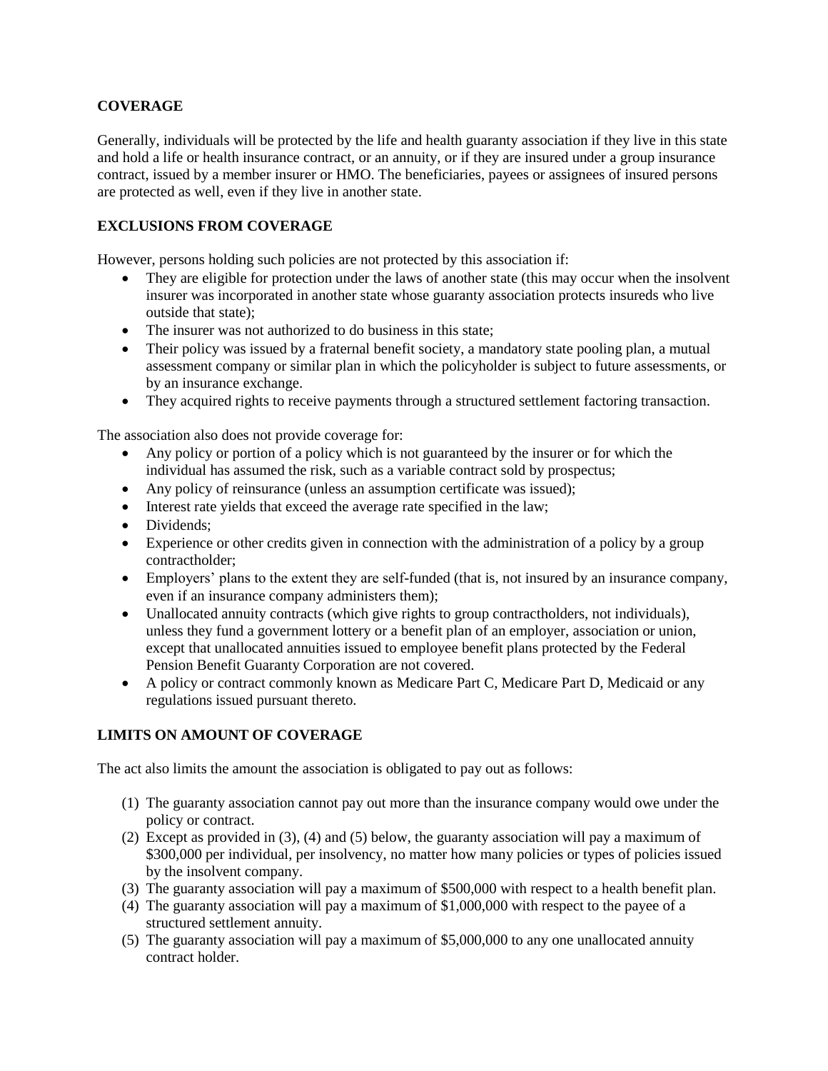**COVERAGE**

Generally, individuals will be protected by the life and health guaranty association if they live in this state and hold a life or health insurance contract, or an annuity, or if they are insured under a group insurance contract, issued by a member insurer or HMO. The beneficiaries, payees or assignees of insured persons are protected as well, even if they live in another state.

**EXCLUSIONS FROM COVERAGE**

However, persons holding such policies are not protected by this association if:

- They are eligible for protection under the laws of another state (this may occur when the insolvent insurer was incorporated in another state whose guaranty association protects insureds who live outside that state);
- The insurer was not authorized to do business in this state;
- Their policy was issued by a fraternal benefit society, a mandatory state pooling plan, a mutual assessment company or similar plan in which the policyholder is subject to future assessments, or by an insurance exchange.
- They acquired rights to receive payments through a structured settlement factoring transaction.

The association also does not provide coverage for:

- Any policy or portion of a policy which is not guaranteed by the insurer or for which the individual has assumed the risk, such as a variable contract sold by prospectus;
- Any policy of reinsurance (unless an assumption certificate was issued);
- Interest rate yields that exceed the average rate specified in the law;
- Dividends;
- Experience or other credits given in connection with the administration of a policy by a group contractholder;
- Employers' plans to the extent they are self-funded (that is, not insured by an insurance company, even if an insurance company administers them);
- Unallocated annuity contracts (which give rights to group contractholders, not individuals), unless they fund a government lottery or a benefit plan of an employer, association or union, except that unallocated annuities issued to employee benefit plans protected by the Federal Pension Benefit Guaranty Corporation are not covered.
- A policy or contract commonly known as Medicare Part C, Medicare Part D, Medicaid or any regulations issued pursuant thereto.

**LIMITS ON AMOUNT OF COVERAGE**

The act also limits the amount the association is obligated to pay out as follows:

(1) The guaranty association cannot pay out more than the insurance company would owe under the policy or contract.
(2) Except as provided in (3), (4) and (5) below, the guaranty association will pay a maximum of $300,000 per individual, per insolvency, no matter how many policies or types of policies issued by the insolvent company.
(3) The guaranty association will pay a maximum of $500,000 with respect to a health benefit plan.
(4) The guaranty association will pay a maximum of $1,000,000 with respect to the payee of a structured settlement annuity.
(5) The guaranty association will pay a maximum of $5,000,000 to any one unallocated annuity contract holder.